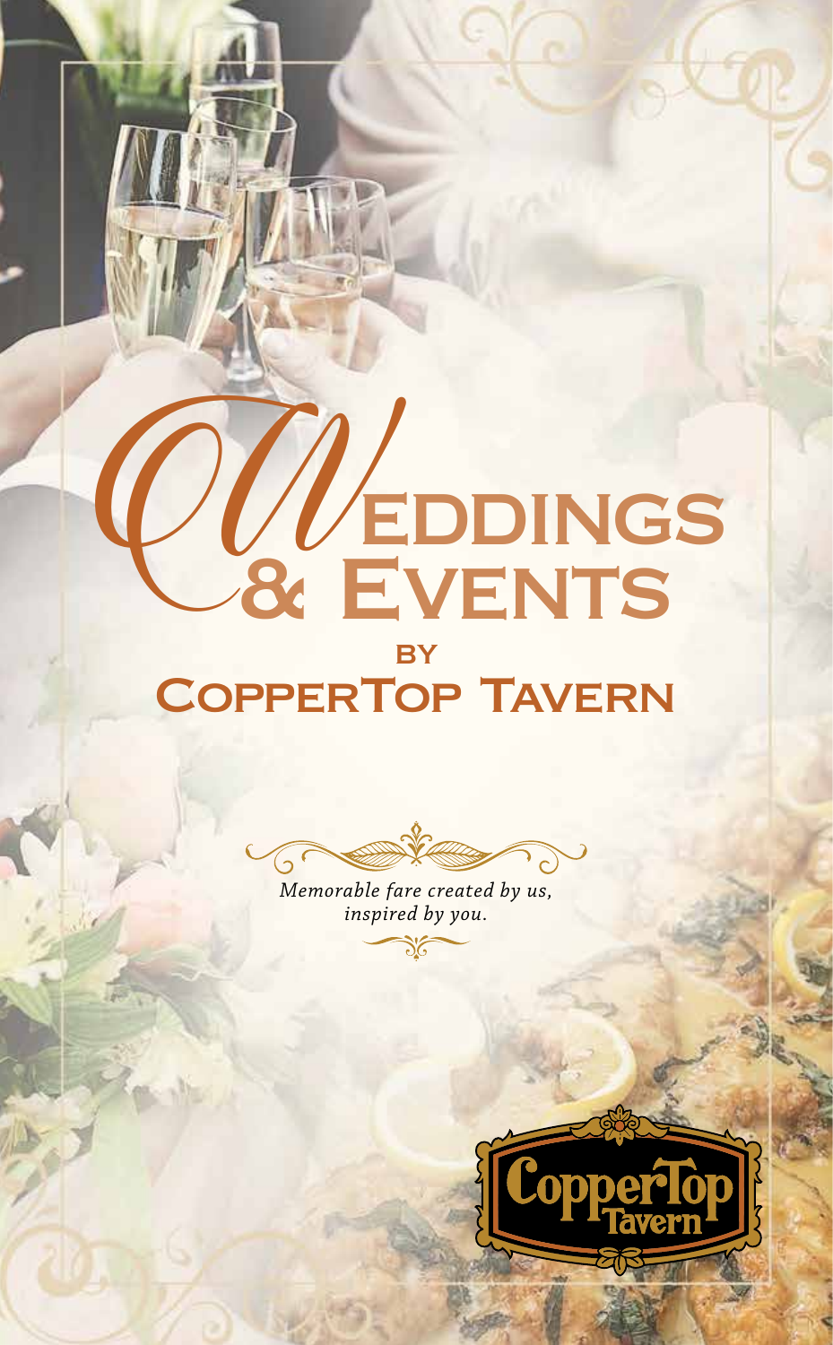# Weddings & Events

## by CopperTop Tavern

*Memorable fare created by us, inspired by you.*

CopperTop Tavern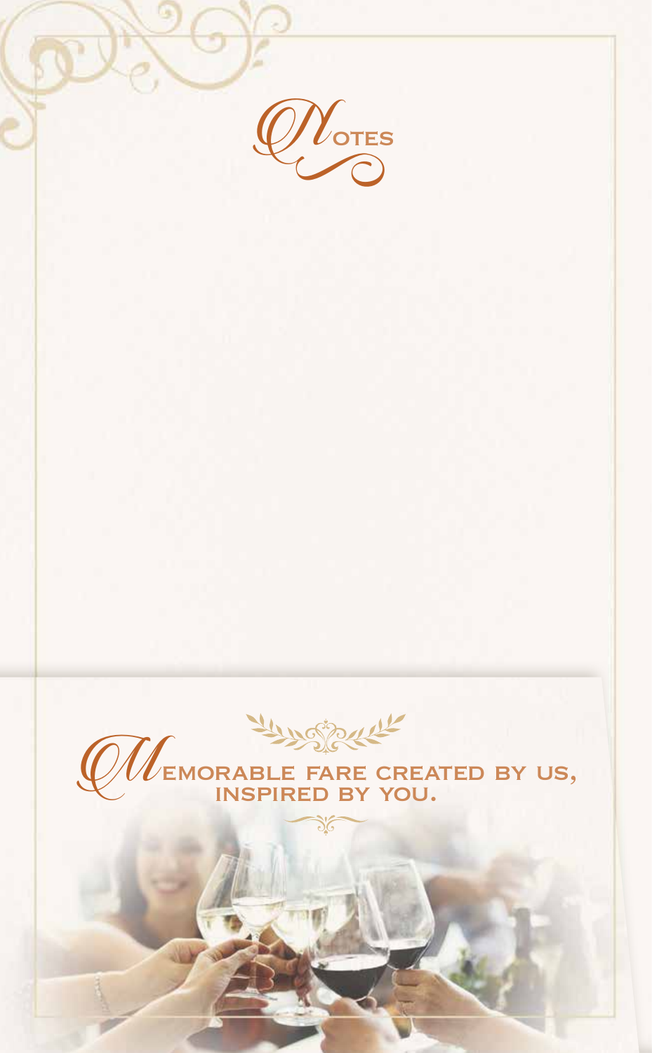# Notes

## Memorable fare created by us, inspired by you.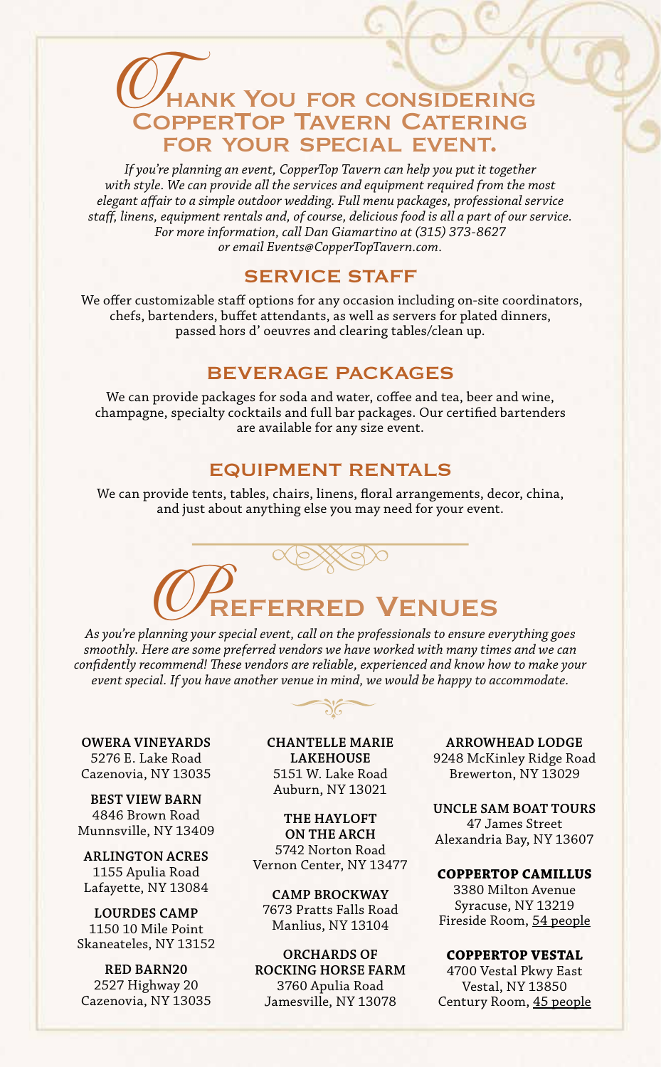# Thank You for considering CopperTop Tavern Catering for your special event.

*If you're planning an event, CopperTop Tavern can help you put it together with style. We can provide all the services and equipment required from the most elegant affair to a simple outdoor wedding. Full menu packages, professional service staff, linens, equipment rentals and, of course, delicious food is all a part of our service. For more information, call Dan Giamartino at (315) 373-8627 or email Events@CopperTopTavern.com.*

## SERVICE STAFF

We offer customizable staff options for any occasion including on-site coordinators, chefs, bartenders, buffet attendants, as well as servers for plated dinners, passed hors d' oeuvres and clearing tables/clean up.

## BEVERAGE PACKAGES

We can provide packages for soda and water, coffee and tea, beer and wine, champagne, specialty cocktails and full bar packages. Our certified bartenders are available for any size event.

## EQUIPMENT RENTALS

We can provide tents, tables, chairs, linens, floral arrangements, decor, china, and just about anything else you may need for your event.

# Preferred Venues

*As you're planning your special event, call on the professionals to ensure everything goes smoothly. Here are some preferred vendors we have worked with many times and we can confidently recommend! These vendors are reliable, experienced and know how to make your event special. If you have another venue in mind, we would be happy to accommodate.*

**OWERA VINEYARDS**
5276 E. Lake Road
Cazenovia, NY 13035

**BEST VIEW BARN**
4846 Brown Road
Munnsville, NY 13409

**ARLINGTON ACRES**
1155 Apulia Road
Lafayette, NY 13084

**LOURDES CAMP**
1150 10 Mile Point
Skaneateles, NY 13152

**RED BARN20**
2527 Highway 20
Cazenovia, NY 13035

**CHANTELLE MARIE LAKEHOUSE**
5151 W. Lake Road
Auburn, NY 13021

**THE HAYLOFT ON THE ARCH**
5742 Norton Road
Vernon Center, NY 13477

**CAMP BROCKWAY**
7673 Pratts Falls Road
Manlius, NY 13104

**ORCHARDS OF ROCKING HORSE FARM**
3760 Apulia Road
Jamesville, NY 13078

**ARROWHEAD LODGE**
9248 McKinley Ridge Road
Brewerton, NY 13029

**UNCLE SAM BOAT TOURS**
47 James Street
Alexandria Bay, NY 13607

**COPPERTOP CAMILLUS**
3380 Milton Avenue
Syracuse, NY 13219
Fireside Room, 54 people

**COPPERTOP VESTAL**
4700 Vestal Pkwy East
Vestal, NY 13850
Century Room, 45 people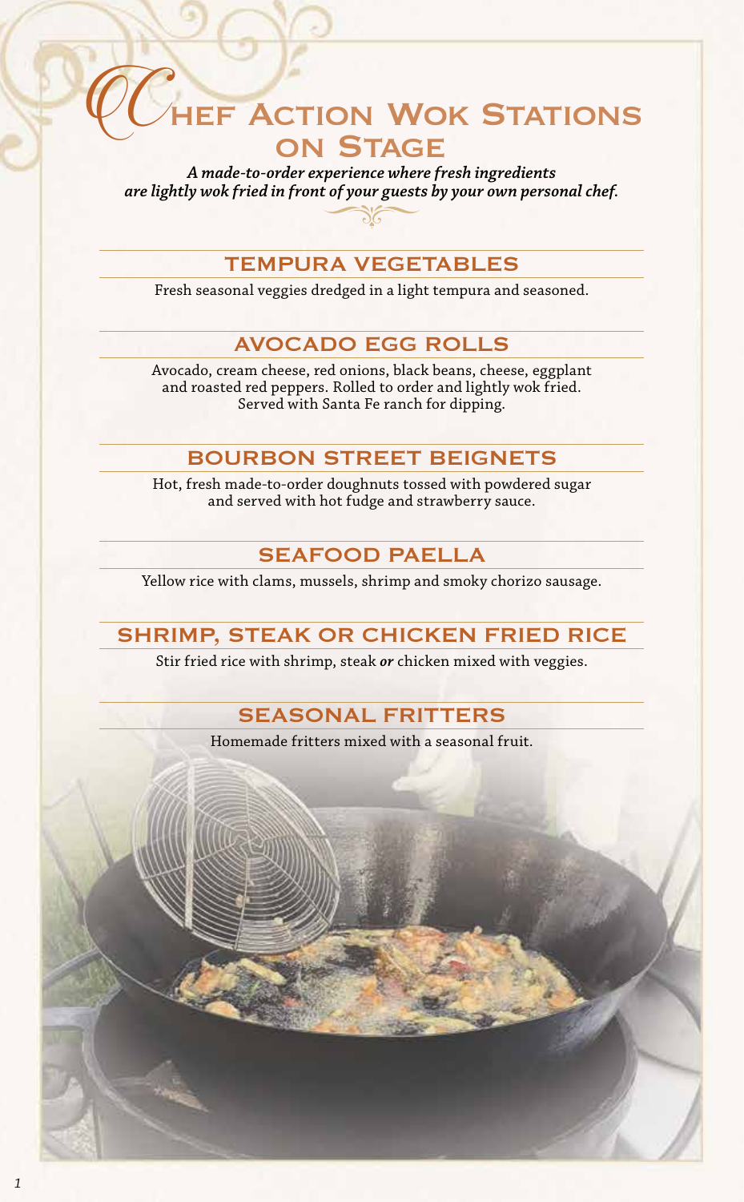# Chef Action Wok Stations on Stage

*A made-to-order experience where fresh ingredients are lightly wok fried in front of your guests by your own personal chef.*

## TEMPURA VEGETABLES

Fresh seasonal veggies dredged in a light tempura and seasoned.

## AVOCADO EGG ROLLS

Avocado, cream cheese, red onions, black beans, cheese, eggplant and roasted red peppers. Rolled to order and lightly wok fried. Served with Santa Fe ranch for dipping.

## BOURBON STREET BEIGNETS

Hot, fresh made-to-order doughnuts tossed with powdered sugar and served with hot fudge and strawberry sauce.

## SEAFOOD PAELLA

Yellow rice with clams, mussels, shrimp and smoky chorizo sausage.

## SHRIMP, STEAK OR CHICKEN FRIED RICE

Stir fried rice with shrimp, steak ***or*** chicken mixed with veggies.

## SEASONAL FRITTERS

Homemade fritters mixed with a seasonal fruit.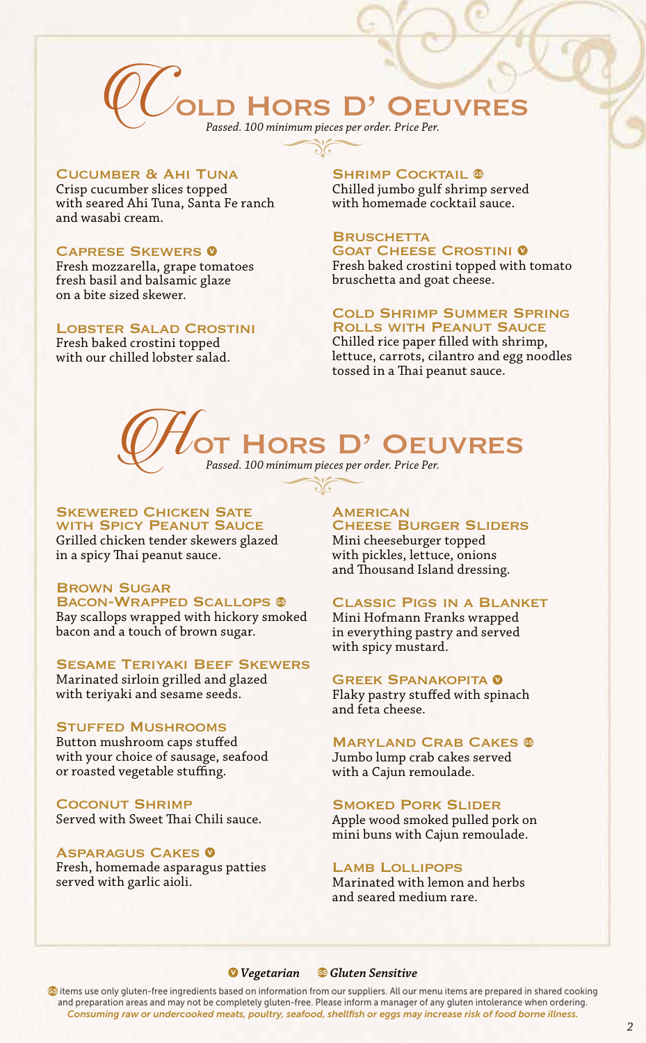# Cold Hors D' Oeuvres

*Passed. 100 minimum pieces per order. Price Per.*

### Cucumber & Ahi Tuna
Crisp cucumber slices topped with seared Ahi Tuna, Santa Fe ranch and wasabi cream.

### Caprese Skewers (V)
Fresh mozzarella, grape tomatoes fresh basil and balsamic glaze on a bite sized skewer.

### Lobster Salad Crostini
Fresh baked crostini topped with our chilled lobster salad.

### Shrimp Cocktail (GS)
Chilled jumbo gulf shrimp served with homemade cocktail sauce.

### Bruschetta Goat Cheese Crostini (V)
Fresh baked crostini topped with tomato bruschetta and goat cheese.

### Cold Shrimp Summer Spring Rolls with Peanut Sauce
Chilled rice paper filled with shrimp, lettuce, carrots, cilantro and egg noodles tossed in a Thai peanut sauce.

# Hot Hors D' Oeuvres

*Passed. 100 minimum pieces per order. Price Per.*

### Skewered Chicken Sate with Spicy Peanut Sauce
Grilled chicken tender skewers glazed in a spicy Thai peanut sauce.

### Brown Sugar Bacon-Wrapped Scallops (GS)
Bay scallops wrapped with hickory smoked bacon and a touch of brown sugar.

### Sesame Teriyaki Beef Skewers
Marinated sirloin grilled and glazed with teriyaki and sesame seeds.

### Stuffed Mushrooms
Button mushroom caps stuffed with your choice of sausage, seafood or roasted vegetable stuffing.

### Coconut Shrimp
Served with Sweet Thai Chili sauce.

### Asparagus Cakes (V)
Fresh, homemade asparagus patties served with garlic aioli.

### American Cheese Burger Sliders
Mini cheeseburger topped with pickles, lettuce, onions and Thousand Island dressing.

### Classic Pigs in a Blanket
Mini Hofmann Franks wrapped in everything pastry and served with spicy mustard.

### Greek Spanakopita (V)
Flaky pastry stuffed with spinach and feta cheese.

### Maryland Crab Cakes (GS)
Jumbo lump crab cakes served with a Cajun remoulade.

### Smoked Pork Slider
Apple wood smoked pulled pork on mini buns with Cajun remoulade.

### Lamb Lollipops
Marinated with lemon and herbs and seared medium rare.

*(V) Vegetarian* *(GS) Gluten Sensitive*

(GS) items use only gluten-free ingredients based on information from our suppliers. All our menu items are prepared in shared cooking and preparation areas and may not be completely gluten-free. Please inform a manager of any gluten intolerance when ordering.
*Consuming raw or undercooked meats, poultry, seafood, shellfish or eggs may increase risk of food borne illness.*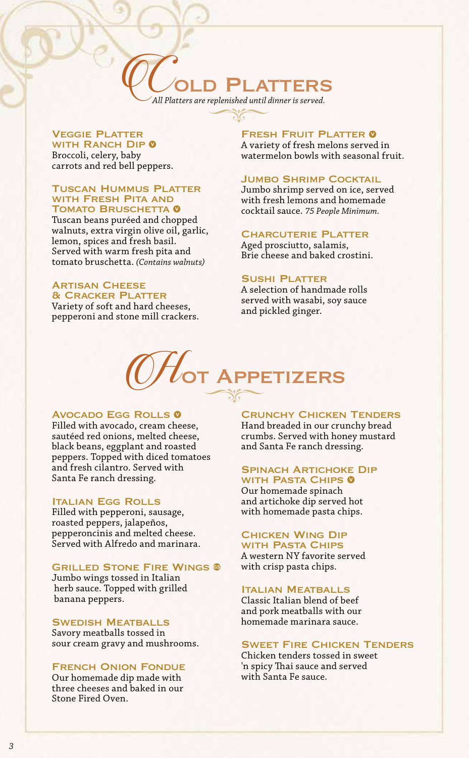# Cold Platters

*All Platters are replenished until dinner is served.*

### Veggie Platter with Ranch Dip (V)

Broccoli, celery, baby carrots and red bell peppers.

### Tuscan Hummus Platter with Fresh Pita and Tomato Bruschetta (V)

Tuscan beans puréed and chopped walnuts, extra virgin olive oil, garlic, lemon, spices and fresh basil. Served with warm fresh pita and tomato bruschetta. *(Contains walnuts)*

### Artisan Cheese & Cracker Platter

Variety of soft and hard cheeses, pepperoni and stone mill crackers.

### Fresh Fruit Platter (V)

A variety of fresh melons served in watermelon bowls with seasonal fruit.

### Jumbo Shrimp Cocktail

Jumbo shrimp served on ice, served with fresh lemons and homemade cocktail sauce. *75 People Minimum.*

### Charcuterie Platter

Aged prosciutto, salamis, Brie cheese and baked crostini.

### Sushi Platter

A selection of handmade rolls served with wasabi, soy sauce and pickled ginger.

# Hot Appetizers

### Avocado Egg Rolls (V)

Filled with avocado, cream cheese, sautéed red onions, melted cheese, black beans, eggplant and roasted peppers. Topped with diced tomatoes and fresh cilantro. Served with Santa Fe ranch dressing.

### Italian Egg Rolls

Filled with pepperoni, sausage, roasted peppers, jalapeños, pepperoncinis and melted cheese. Served with Alfredo and marinara.

### Grilled Stone Fire Wings (GS)

Jumbo wings tossed in Italian herb sauce. Topped with grilled banana peppers.

### Swedish Meatballs

Savory meatballs tossed in sour cream gravy and mushrooms.

### French Onion Fondue

Our homemade dip made with three cheeses and baked in our Stone Fired Oven.

### Crunchy Chicken Tenders

Hand breaded in our crunchy bread crumbs. Served with honey mustard and Santa Fe ranch dressing.

### Spinach Artichoke Dip with Pasta Chips (V)

Our homemade spinach and artichoke dip served hot with homemade pasta chips.

### Chicken Wing Dip with Pasta Chips

A western NY favorite served with crisp pasta chips.

### Italian Meatballs

Classic Italian blend of beef and pork meatballs with our homemade marinara sauce.

### Sweet Fire Chicken Tenders

Chicken tenders tossed in sweet 'n spicy Thai sauce and served with Santa Fe sauce.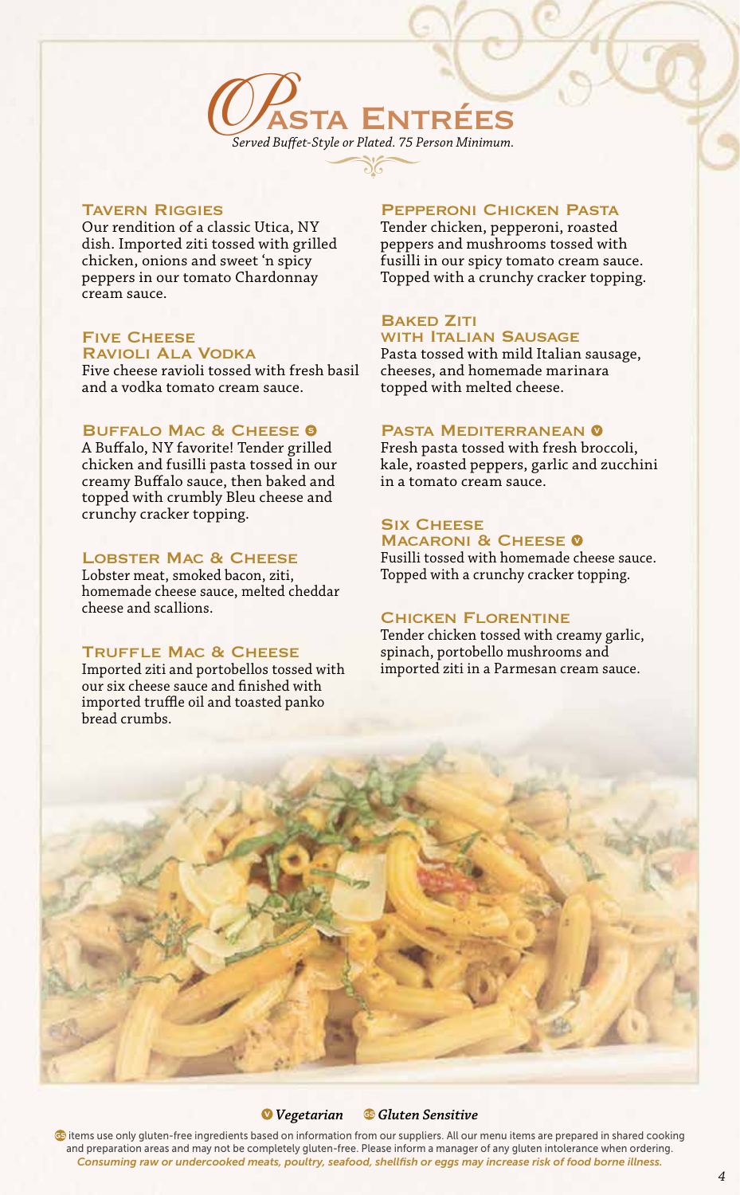# Pasta Entrées

*Served Buffet-Style or Plated. 75 Person Minimum.*

### Tavern Riggies

Our rendition of a classic Utica, NY dish. Imported ziti tossed with grilled chicken, onions and sweet 'n spicy peppers in our tomato Chardonnay cream sauce.

### Five Cheese Ravioli Ala Vodka

Five cheese ravioli tossed with fresh basil and a vodka tomato cream sauce.

### Buffalo Mac & Cheese (GS)

A Buffalo, NY favorite! Tender grilled chicken and fusilli pasta tossed in our creamy Buffalo sauce, then baked and topped with crumbly Bleu cheese and crunchy cracker topping.

### Lobster Mac & Cheese

Lobster meat, smoked bacon, ziti, homemade cheese sauce, melted cheddar cheese and scallions.

### Truffle Mac & Cheese

Imported ziti and portobellos tossed with our six cheese sauce and finished with imported truffle oil and toasted panko bread crumbs.

### Pepperoni Chicken Pasta

Tender chicken, pepperoni, roasted peppers and mushrooms tossed with fusilli in our spicy tomato cream sauce. Topped with a crunchy cracker topping.

### Baked Ziti with Italian Sausage

Pasta tossed with mild Italian sausage, cheeses, and homemade marinara topped with melted cheese.

### Pasta Mediterranean (V)

Fresh pasta tossed with fresh broccoli, kale, roasted peppers, garlic and zucchini in a tomato cream sauce.

### Six Cheese Macaroni & Cheese (V)

Fusilli tossed with homemade cheese sauce. Topped with a crunchy cracker topping.

### Chicken Florentine

Tender chicken tossed with creamy garlic, spinach, portobello mushrooms and imported ziti in a Parmesan cream sauce.

(V) *Vegetarian* (GS) *Gluten Sensitive*

(GS) items use only gluten-free ingredients based on information from our suppliers. All our menu items are prepared in shared cooking and preparation areas and may not be completely gluten-free. Please inform a manager of any gluten intolerance when ordering.

*Consuming raw or undercooked meats, poultry, seafood, shellfish or eggs may increase risk of food borne illness.*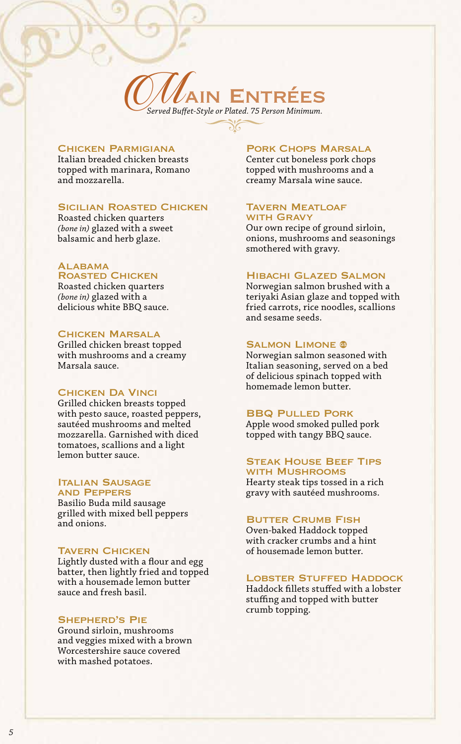# Main Entrées

*Served Buffet-Style or Plated. 75 Person Minimum.*

### Chicken Parmigiana
Italian breaded chicken breasts topped with marinara, Romano and mozzarella.

### Sicilian Roasted Chicken
Roasted chicken quarters *(bone in)* glazed with a sweet balsamic and herb glaze.

### Alabama Roasted Chicken
Roasted chicken quarters *(bone in)* glazed with a delicious white BBQ sauce.

### Chicken Marsala
Grilled chicken breast topped with mushrooms and a creamy Marsala sauce.

### Chicken Da Vinci
Grilled chicken breasts topped with pesto sauce, roasted peppers, sautéed mushrooms and melted mozzarella. Garnished with diced tomatoes, scallions and a light lemon butter sauce.

### Italian Sausage and Peppers
Basilio Buda mild sausage grilled with mixed bell peppers and onions.

### Tavern Chicken
Lightly dusted with a flour and egg batter, then lightly fried and topped with a housemade lemon butter sauce and fresh basil.

### Shepherd's Pie
Ground sirloin, mushrooms and veggies mixed with a brown Worcestershire sauce covered with mashed potatoes.

### Pork Chops Marsala
Center cut boneless pork chops topped with mushrooms and a creamy Marsala wine sauce.

### Tavern Meatloaf with Gravy
Our own recipe of ground sirloin, onions, mushrooms and seasonings smothered with gravy.

### Hibachi Glazed Salmon
Norwegian salmon brushed with a teriyaki Asian glaze and topped with fried carrots, rice noodles, scallions and sesame seeds.

### Salmon Limone (GS)
Norwegian salmon seasoned with Italian seasoning, served on a bed of delicious spinach topped with homemade lemon butter.

### BBQ Pulled Pork
Apple wood smoked pulled pork topped with tangy BBQ sauce.

### Steak House Beef Tips with Mushrooms
Hearty steak tips tossed in a rich gravy with sautéed mushrooms.

### Butter Crumb Fish
Oven-baked Haddock topped with cracker crumbs and a hint of housemade lemon butter.

### Lobster Stuffed Haddock
Haddock fillets stuffed with a lobster stuffing and topped with butter crumb topping.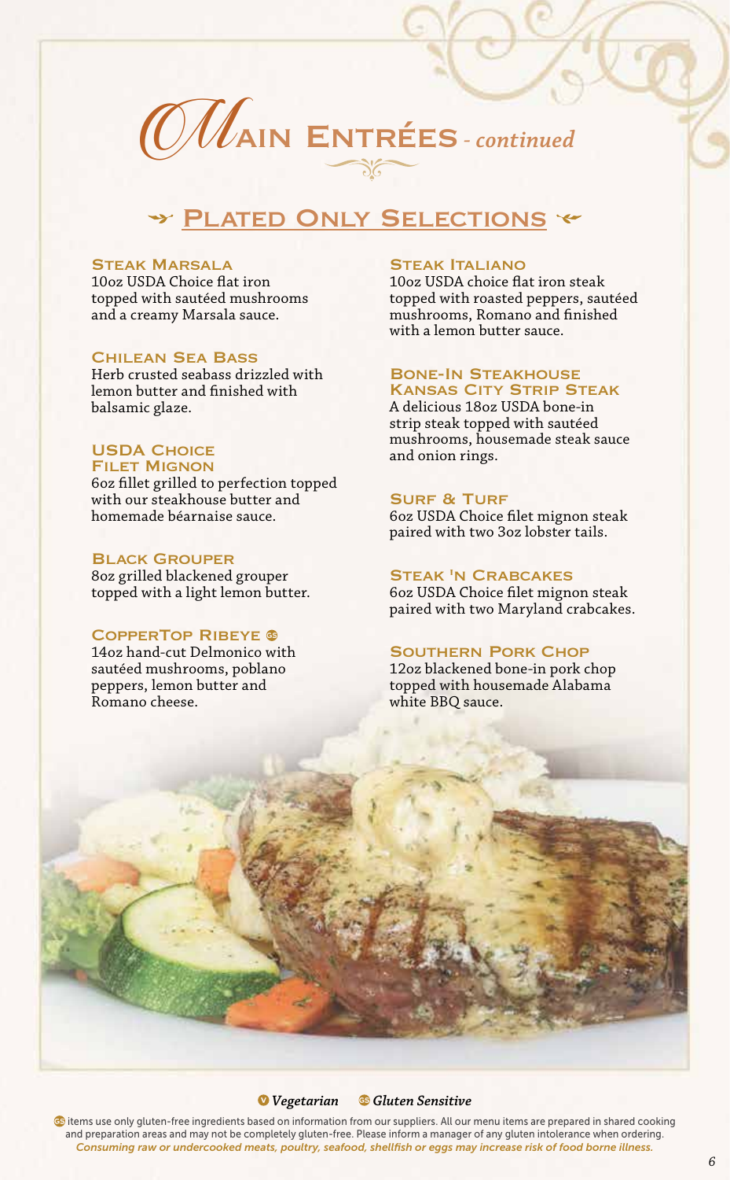# Main Entrées - *continued*

## Plated Only Selections

### Steak Marsala
10oz USDA Choice flat iron topped with sautéed mushrooms and a creamy Marsala sauce.

### Chilean Sea Bass
Herb crusted seabass drizzled with lemon butter and finished with balsamic glaze.

### USDA Choice Filet Mignon
6oz fillet grilled to perfection topped with our steakhouse butter and homemade béarnaise sauce.

### Black Grouper
8oz grilled blackened grouper topped with a light lemon butter.

### CopperTop Ribeye GS
14oz hand-cut Delmonico with sautéed mushrooms, poblano peppers, lemon butter and Romano cheese.

### Steak Italiano
10oz USDA choice flat iron steak topped with roasted peppers, sautéed mushrooms, Romano and finished with a lemon butter sauce.

### Bone-In Steakhouse Kansas City Strip Steak
A delicious 18oz USDA bone-in strip steak topped with sautéed mushrooms, housemade steak sauce and onion rings.

### Surf & Turf
6oz USDA Choice filet mignon steak paired with two 3oz lobster tails.

### Steak 'n Crabcakes
6oz USDA Choice filet mignon steak paired with two Maryland crabcakes.

### Southern Pork Chop
12oz blackened bone-in pork chop topped with housemade Alabama white BBQ sauce.

V *Vegetarian* GS *Gluten Sensitive*

GS items use only gluten-free ingredients based on information from our suppliers. All our menu items are prepared in shared cooking and preparation areas and may not be completely gluten-free. Please inform a manager of any gluten intolerance when ordering.
*Consuming raw or undercooked meats, poultry, seafood, shellfish or eggs may increase risk of food borne illness.*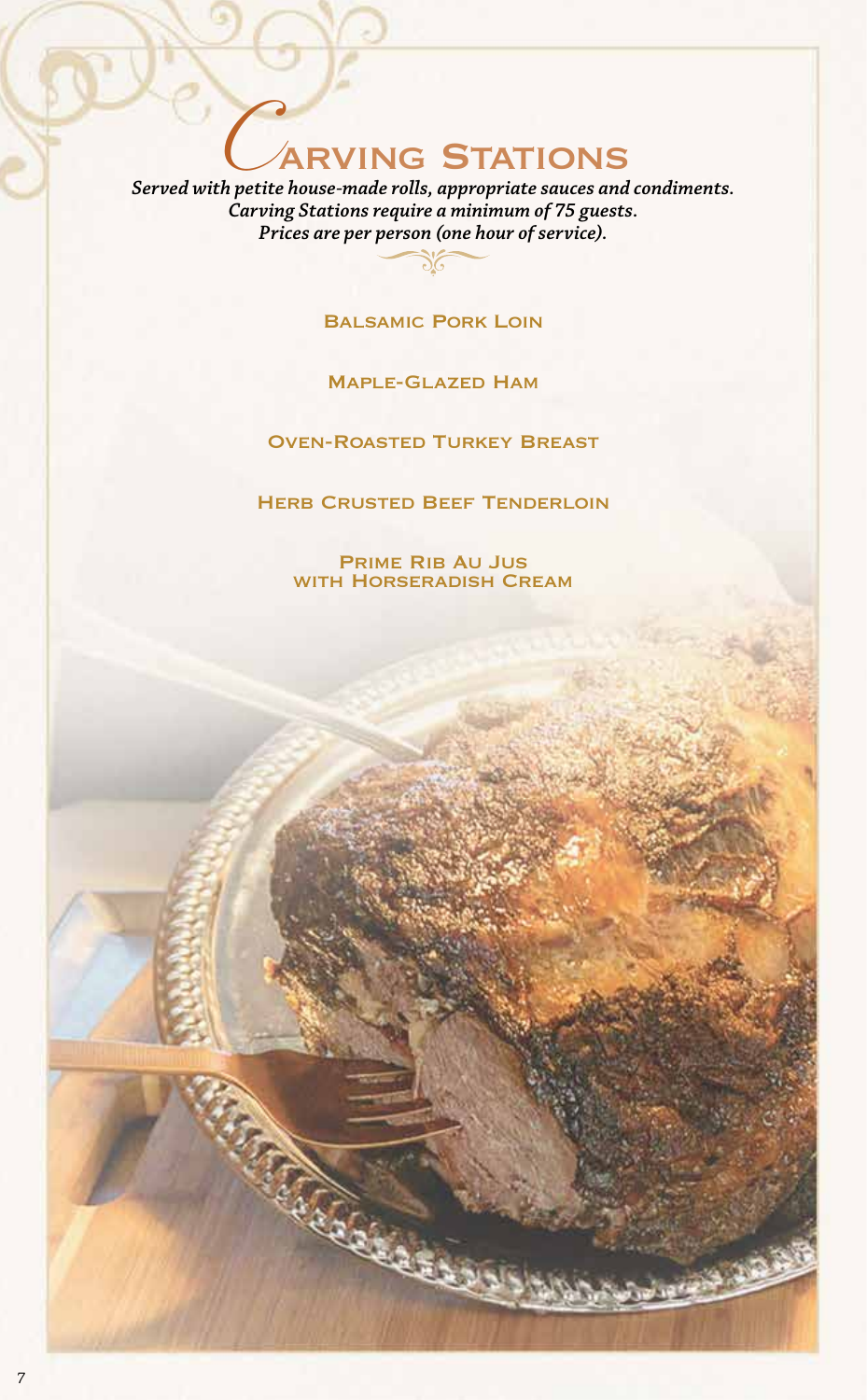# Carving Stations

*Served with petite house-made rolls, appropriate sauces and condiments.*
*Carving Stations require a minimum of 75 guests.*
*Prices are per person (one hour of service).*

### Balsamic Pork Loin

### Maple-Glazed Ham

### Oven-Roasted Turkey Breast

### Herb Crusted Beef Tenderloin

### Prime Rib Au Jus with Horseradish Cream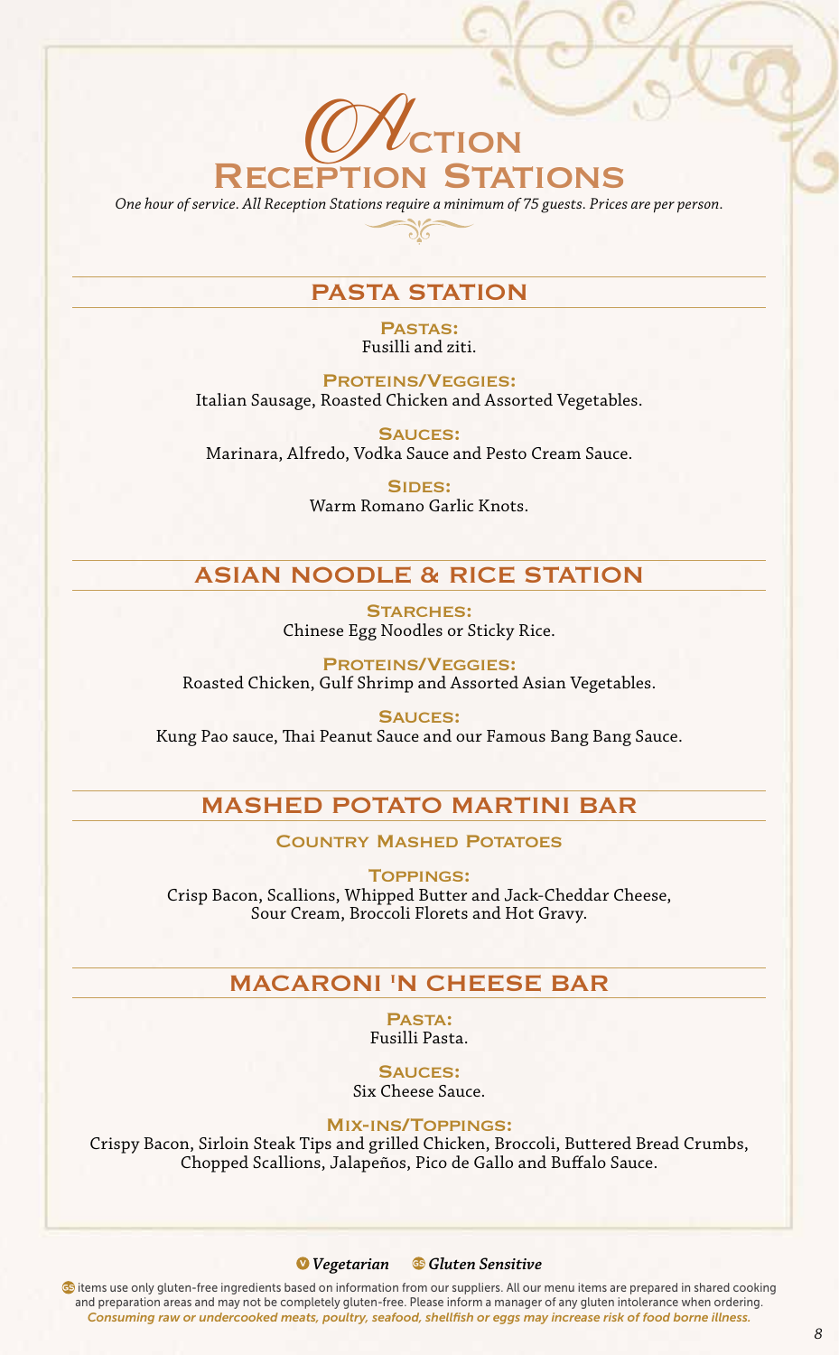# Action Reception Stations

*One hour of service. All Reception Stations require a minimum of 75 guests. Prices are per person.*

## PASTA STATION

**Pastas:**
Fusilli and ziti.

**Proteins/Veggies:**
Italian Sausage, Roasted Chicken and Assorted Vegetables.

**Sauces:**
Marinara, Alfredo, Vodka Sauce and Pesto Cream Sauce.

**Sides:**
Warm Romano Garlic Knots.

## ASIAN NOODLE & RICE STATION

**Starches:**
Chinese Egg Noodles or Sticky Rice.

**Proteins/Veggies:**
Roasted Chicken, Gulf Shrimp and Assorted Asian Vegetables.

**Sauces:**
Kung Pao sauce, Thai Peanut Sauce and our Famous Bang Bang Sauce.

## MASHED POTATO MARTINI BAR

**Country Mashed Potatoes**

**Toppings:**
Crisp Bacon, Scallions, Whipped Butter and Jack-Cheddar Cheese, Sour Cream, Broccoli Florets and Hot Gravy.

## MACARONI 'N CHEESE BAR

**Pasta:**
Fusilli Pasta.

**Sauces:**
Six Cheese Sauce.

**Mix-ins/Toppings:**
Crispy Bacon, Sirloin Steak Tips and grilled Chicken, Broccoli, Buttered Bread Crumbs, Chopped Scallions, Jalapeños, Pico de Gallo and Buffalo Sauce.

V *Vegetarian* GS *Gluten Sensitive*

GS items use only gluten-free ingredients based on information from our suppliers. All our menu items are prepared in shared cooking and preparation areas and may not be completely gluten-free. Please inform a manager of any gluten intolerance when ordering.
*Consuming raw or undercooked meats, poultry, seafood, shellfish or eggs may increase risk of food borne illness.*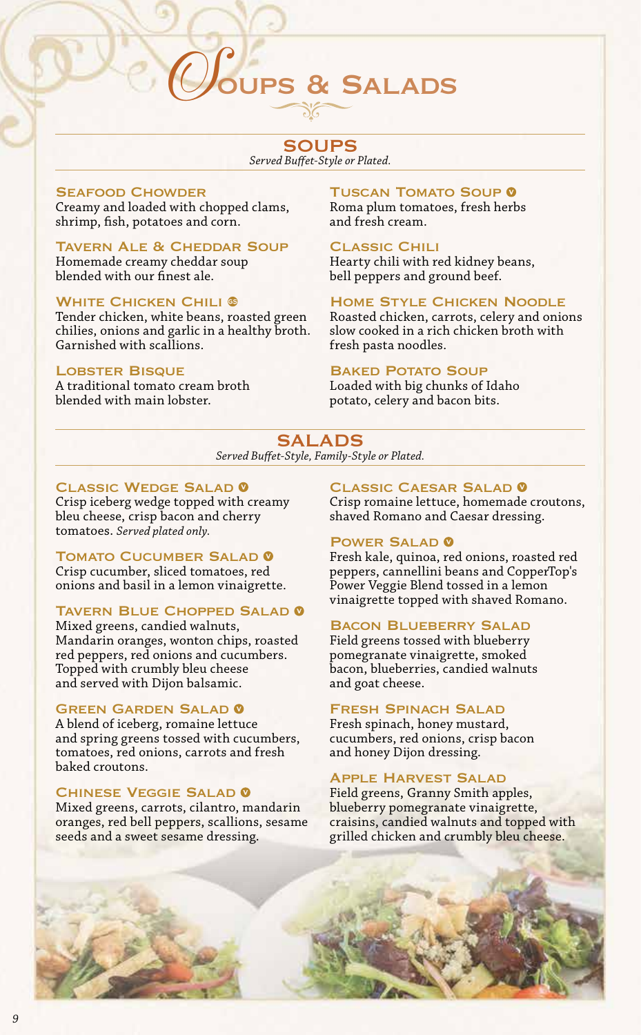# Soups & Salads

## SOUPS

*Served Buffet-Style or Plated.*

### Seafood Chowder
Creamy and loaded with chopped clams, shrimp, fish, potatoes and corn.

### Tavern Ale & Cheddar Soup
Homemade creamy cheddar soup blended with our finest ale.

### White Chicken Chili GS
Tender chicken, white beans, roasted green chilies, onions and garlic in a healthy broth. Garnished with scallions.

### Lobster Bisque
A traditional tomato cream broth blended with main lobster.

### Tuscan Tomato Soup V
Roma plum tomatoes, fresh herbs and fresh cream.

### Classic Chili
Hearty chili with red kidney beans, bell peppers and ground beef.

### Home Style Chicken Noodle
Roasted chicken, carrots, celery and onions slow cooked in a rich chicken broth with fresh pasta noodles.

### Baked Potato Soup
Loaded with big chunks of Idaho potato, celery and bacon bits.

## SALADS

*Served Buffet-Style, Family-Style or Plated.*

### Classic Wedge Salad V
Crisp iceberg wedge topped with creamy bleu cheese, crisp bacon and cherry tomatoes. *Served plated only.*

### Tomato Cucumber Salad V
Crisp cucumber, sliced tomatoes, red onions and basil in a lemon vinaigrette.

### Tavern Blue Chopped Salad V
Mixed greens, candied walnuts, Mandarin oranges, wonton chips, roasted red peppers, red onions and cucumbers. Topped with crumbly bleu cheese and served with Dijon balsamic.

### Green Garden Salad V
A blend of iceberg, romaine lettuce and spring greens tossed with cucumbers, tomatoes, red onions, carrots and fresh baked croutons.

### Chinese Veggie Salad V
Mixed greens, carrots, cilantro, mandarin oranges, red bell peppers, scallions, sesame seeds and a sweet sesame dressing.

### Classic Caesar Salad V
Crisp romaine lettuce, homemade croutons, shaved Romano and Caesar dressing.

### Power Salad V
Fresh kale, quinoa, red onions, roasted red peppers, cannellini beans and CopperTop's Power Veggie Blend tossed in a lemon vinaigrette topped with shaved Romano.

### Bacon Blueberry Salad
Field greens tossed with blueberry pomegranate vinaigrette, smoked bacon, blueberries, candied walnuts and goat cheese.

### Fresh Spinach Salad
Fresh spinach, honey mustard, cucumbers, red onions, crisp bacon and honey Dijon dressing.

### Apple Harvest Salad
Field greens, Granny Smith apples, blueberry pomegranate vinaigrette, craisins, candied walnuts and topped with grilled chicken and crumbly bleu cheese.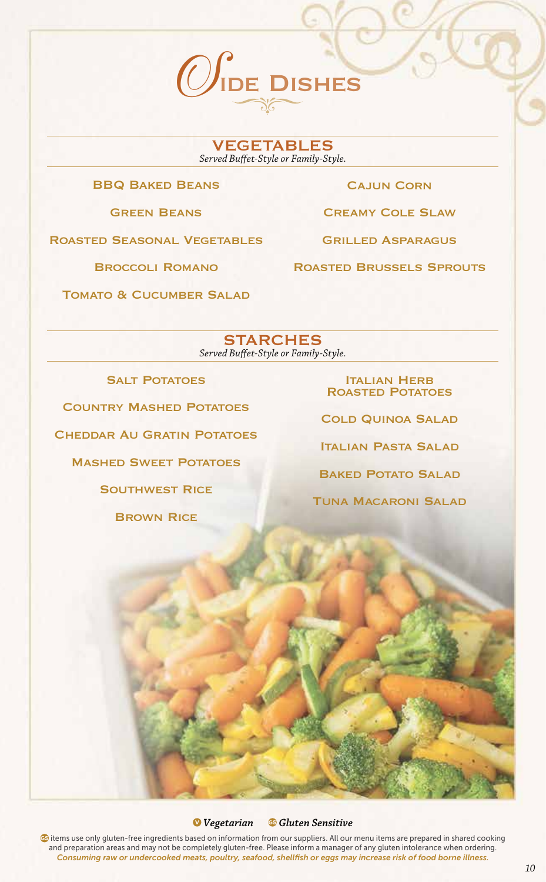# Side Dishes

## VEGETABLES

*Served Buffet-Style or Family-Style.*

- BBQ Baked Beans
- Green Beans
- Roasted Seasonal Vegetables
- Broccoli Romano
- Tomato & Cucumber Salad
- Cajun Corn
- Creamy Cole Slaw
- Grilled Asparagus
- Roasted Brussels Sprouts

## STARCHES

*Served Buffet-Style or Family-Style.*

- Salt Potatoes
- Country Mashed Potatoes
- Cheddar Au Gratin Potatoes
- Mashed Sweet Potatoes
- Southwest Rice
- Brown Rice
- Italian Herb Roasted Potatoes
- Cold Quinoa Salad
- Italian Pasta Salad
- Baked Potato Salad
- Tuna Macaroni Salad

V *Vegetarian* GS *Gluten Sensitive*

GS items use only gluten-free ingredients based on information from our suppliers. All our menu items are prepared in shared cooking and preparation areas and may not be completely gluten-free. Please inform a manager of any gluten intolerance when ordering.

***Consuming raw or undercooked meats, poultry, seafood, shellfish or eggs may increase risk of food borne illness.***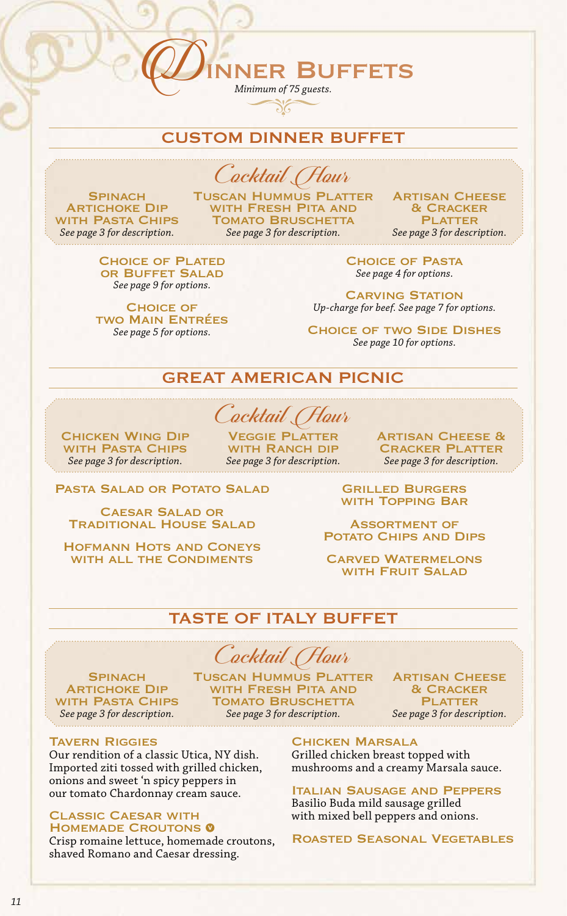# Dinner Buffets

*Minimum of 75 guests.*

## CUSTOM DINNER BUFFET

### Cocktail Hour

**Spinach Artichoke Dip with Pasta Chips**
*See page 3 for description.*

**Tuscan Hummus Platter with Fresh Pita and Tomato Bruschetta**
*See page 3 for description.*

**Artisan Cheese & Cracker Platter**
*See page 3 for description.*

**Choice of Plated or Buffet Salad**
*See page 9 for options.*

**Choice of two Main Entrées**
*See page 5 for options.*

**Choice of Pasta**
*See page 4 for options.*

**Carving Station**
*Up-charge for beef. See page 7 for options.*

**Choice of two Side Dishes**
*See page 10 for options.*

## GREAT AMERICAN PICNIC

### Cocktail Hour

**Chicken Wing Dip with Pasta Chips**
*See page 3 for description.*

**Veggie Platter with Ranch dip**
*See page 3 for description.*

**Artisan Cheese & Cracker Platter**
*See page 3 for description.*

**Pasta Salad or Potato Salad**

**Caesar Salad or Traditional House Salad**

**Hofmann Hots and Coneys with all the Condiments**

**Grilled Burgers with Topping Bar**

**Assortment of Potato Chips and Dips**

**Carved Watermelons with Fruit Salad**

## TASTE OF ITALY BUFFET

### Cocktail Hour

**Spinach Artichoke Dip with Pasta Chips**
*See page 3 for description.*

**Tuscan Hummus Platter with Fresh Pita and Tomato Bruschetta**
*See page 3 for description.*

**Artisan Cheese & Cracker Platter**
*See page 3 for description.*

**Tavern Riggies**
Our rendition of a classic Utica, NY dish. Imported ziti tossed with grilled chicken, onions and sweet 'n spicy peppers in our tomato Chardonnay cream sauce.

**Classic Caesar with Homemade Croutons** (V)
Crisp romaine lettuce, homemade croutons, shaved Romano and Caesar dressing.

**Chicken Marsala**
Grilled chicken breast topped with mushrooms and a creamy Marsala sauce.

**Italian Sausage and Peppers**
Basilio Buda mild sausage grilled with mixed bell peppers and onions.

**Roasted Seasonal Vegetables**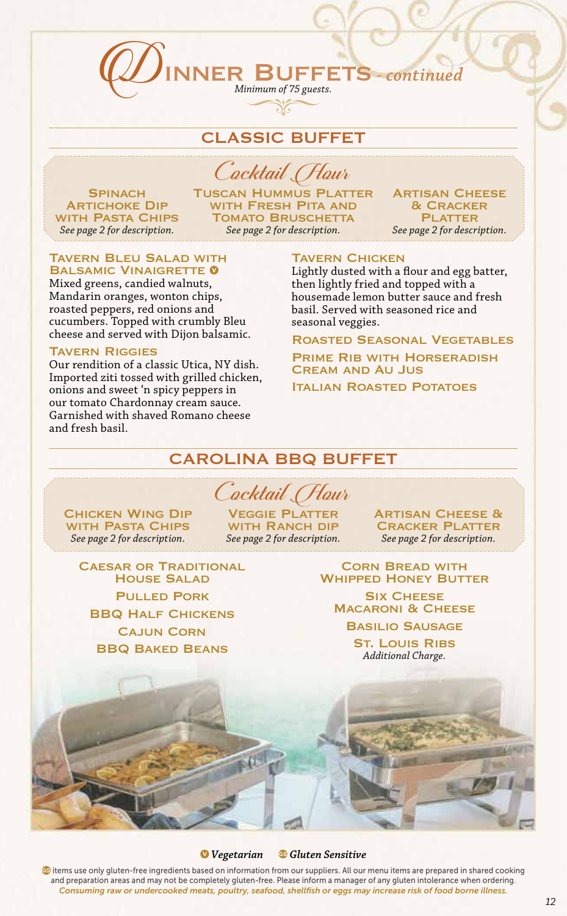# Dinner Buffets - *continued*

*Minimum of 75 guests.*

## CLASSIC BUFFET

### Cocktail Hour

**Spinach Artichoke Dip with Pasta Chips**
*See page 2 for description.*

**Tuscan Hummus Platter with Fresh Pita and Tomato Bruschetta**
*See page 2 for description.*

**Artisan Cheese & Cracker Platter**
*See page 2 for description.*

**Tavern Bleu Salad with Balsamic Vinaigrette** (V)
Mixed greens, candied walnuts, Mandarin oranges, wonton chips, roasted peppers, red onions and cucumbers. Topped with crumbly Bleu cheese and served with Dijon balsamic.

**Tavern Riggies**
Our rendition of a classic Utica, NY dish. Imported ziti tossed with grilled chicken, onions and sweet 'n spicy peppers in our tomato Chardonnay cream sauce. Garnished with shaved Romano cheese and fresh basil.

**Tavern Chicken**
Lightly dusted with a flour and egg batter, then lightly fried and topped with a housemade lemon butter sauce and fresh basil. Served with seasoned rice and seasonal veggies.

**Roasted Seasonal Vegetables**

**Prime Rib with Horseradish Cream and Au Jus**

**Italian Roasted Potatoes**

## CAROLINA BBQ BUFFET

### Cocktail Hour

**Chicken Wing Dip with Pasta Chips**
*See page 2 for description.*

**Veggie Platter with Ranch Dip**
*See page 2 for description.*

**Artisan Cheese & Cracker Platter**
*See page 2 for description.*

**Caesar or Traditional House Salad**

**Pulled Pork**

**BBQ Half Chickens**

**Cajun Corn**

**BBQ Baked Beans**

**Corn Bread with Whipped Honey Butter**

**Six Cheese Macaroni & Cheese**

**Basilio Sausage**

**St. Louis Ribs**
*Additional Charge.*

(V) *Vegetarian* (GS) *Gluten Sensitive*

(GS) items use only gluten-free ingredients based on information from our suppliers. All our menu items are prepared in shared cooking and preparation areas and may not be completely gluten-free. Please inform a manager of any gluten intolerance when ordering.
*Consuming raw or undercooked meats, poultry, seafood, shellfish or eggs may increase risk of food borne illness.*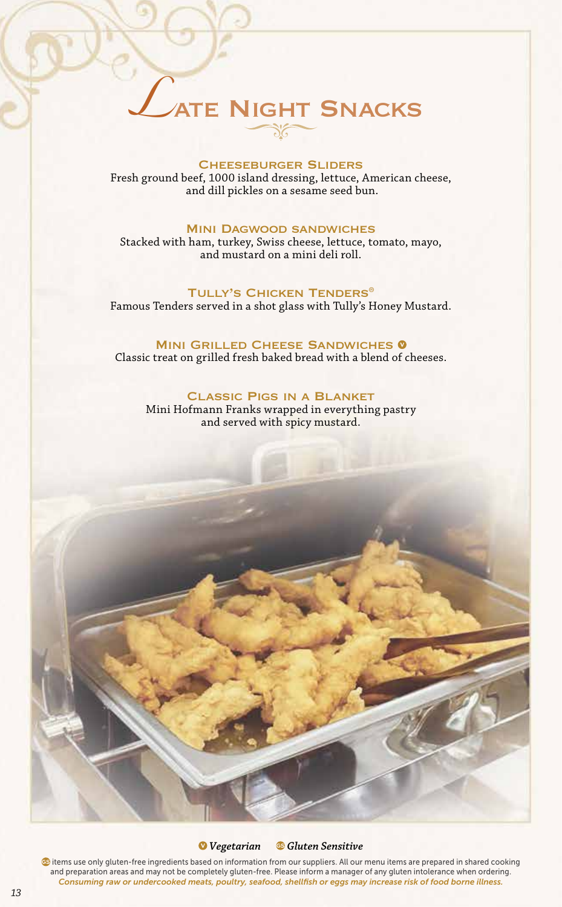# Late Night Snacks

### Cheeseburger Sliders

Fresh ground beef, 1000 island dressing, lettuce, American cheese, and dill pickles on a sesame seed bun.

### Mini Dagwood sandwiches

Stacked with ham, turkey, Swiss cheese, lettuce, tomato, mayo, and mustard on a mini deli roll.

### Tully's Chicken Tenders®

Famous Tenders served in a shot glass with Tully's Honey Mustard.

### Mini Grilled Cheese Sandwiches (V)

Classic treat on grilled fresh baked bread with a blend of cheeses.

### Classic Pigs in a Blanket

Mini Hofmann Franks wrapped in everything pastry and served with spicy mustard.

(V) *Vegetarian* (GS) *Gluten Sensitive*

(GS) items use only gluten-free ingredients based on information from our suppliers. All our menu items are prepared in shared cooking and preparation areas and may not be completely gluten-free. Please inform a manager of any gluten intolerance when ordering.

***Consuming raw or undercooked meats, poultry, seafood, shellfish or eggs may increase risk of food borne illness.***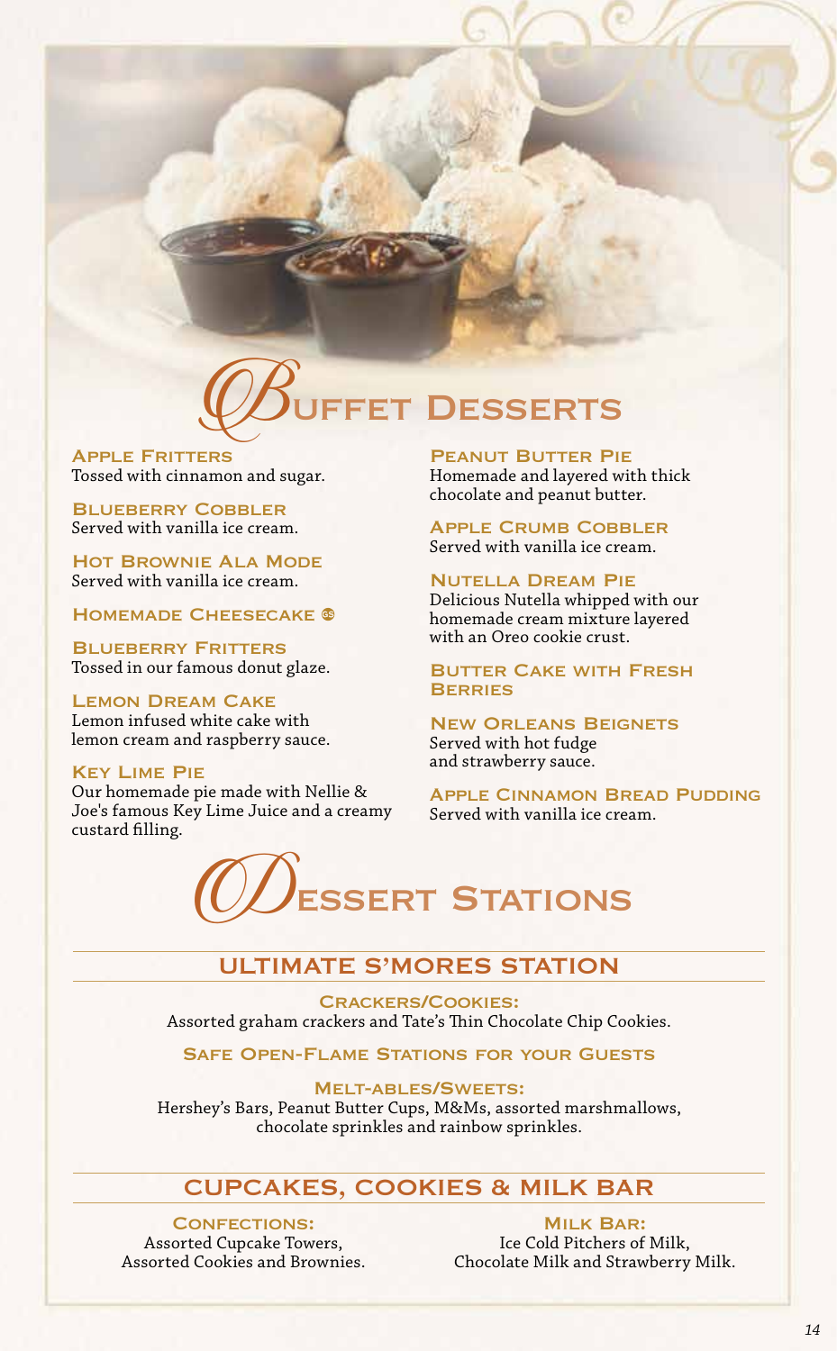# Buffet Desserts

**Apple Fritters**
Tossed with cinnamon and sugar.

**Blueberry Cobbler**
Served with vanilla ice cream.

**Hot Brownie Ala Mode**
Served with vanilla ice cream.

**Homemade Cheesecake** GS

**Blueberry Fritters**
Tossed in our famous donut glaze.

**Lemon Dream Cake**
Lemon infused white cake with lemon cream and raspberry sauce.

**Key Lime Pie**
Our homemade pie made with Nellie & Joe's famous Key Lime Juice and a creamy custard filling.

**Peanut Butter Pie**
Homemade and layered with thick chocolate and peanut butter.

**Apple Crumb Cobbler**
Served with vanilla ice cream.

**Nutella Dream Pie**
Delicious Nutella whipped with our homemade cream mixture layered with an Oreo cookie crust.

**Butter Cake with Fresh Berries**

**New Orleans Beignets**
Served with hot fudge and strawberry sauce.

**Apple Cinnamon Bread Pudding**
Served with vanilla ice cream.

# Dessert Stations

## Ultimate S'mores Station

**Crackers/Cookies:**
Assorted graham crackers and Tate's Thin Chocolate Chip Cookies.

**Safe Open-Flame Stations for your Guests**

**Melt-ables/Sweets:**
Hershey's Bars, Peanut Butter Cups, M&Ms, assorted marshmallows, chocolate sprinkles and rainbow sprinkles.

## Cupcakes, Cookies & Milk Bar

**Confections:**
Assorted Cupcake Towers,
Assorted Cookies and Brownies.

**Milk Bar:**
Ice Cold Pitchers of Milk,
Chocolate Milk and Strawberry Milk.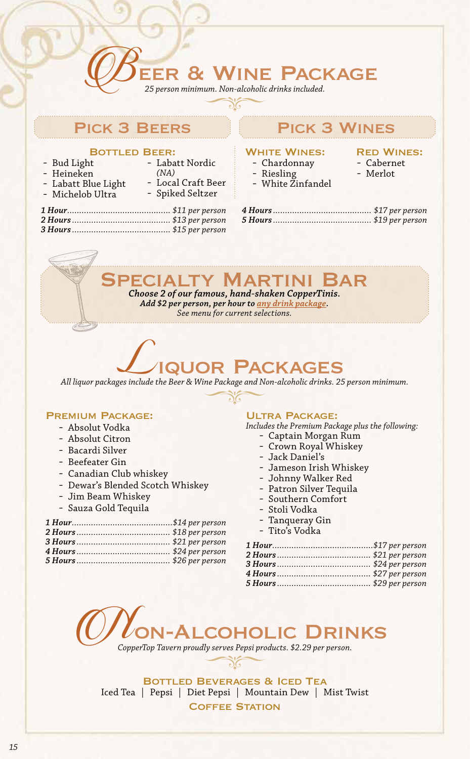# Beer & Wine Package

*25 person minimum. Non-alcoholic drinks included.*

## Pick 3 Beers

### Bottled Beer:

- Bud Light
- Heineken
- Labatt Blue Light
- Michelob Ultra
- Labatt Nordic *(NA)*
- Local Craft Beer
- Spiked Seltzer

## Pick 3 Wines

### White Wines:

- Chardonnay
- Riesling
- White Zinfandel

### Red Wines:

- Cabernet
- Merlot

***1 Hour*** ........ *$11 per person*
***2 Hours*** ........ *$13 per person*
***3 Hours*** ........ *$15 per person*
***4 Hours*** ........ *$17 per person*
***5 Hours*** ........ *$19 per person*

# Specialty Martini Bar

***Choose 2 of our famous, hand-shaken CopperTinis.***
***Add $2 per person, per hour to any drink package.***
*See menu for current selections.*

# Liquor Packages

*All liquor packages include the Beer & Wine Package and Non-alcoholic drinks. 25 person minimum.*

### Premium Package:

- Absolut Vodka
- Absolut Citron
- Bacardi Silver
- Beefeater Gin
- Canadian Club whiskey
- Dewar's Blended Scotch Whiskey
- Jim Beam Whiskey
- Sauza Gold Tequila

***1 Hour*** ........ *$14 per person*
***2 Hours*** ........ *$18 per person*
***3 Hours*** ........ *$21 per person*
***4 Hours*** ........ *$24 per person*
***5 Hours*** ........ *$26 per person*

### Ultra Package:

*Includes the Premium Package plus the following:*

- Captain Morgan Rum
- Crown Royal Whiskey
- Jack Daniel's
- Jameson Irish Whiskey
- Johnny Walker Red
- Patron Silver Tequila
- Southern Comfort
- Stoli Vodka
- Tanqueray Gin
- Tito's Vodka

***1 Hour*** ........ *$17 per person*
***2 Hours*** ........ *$21 per person*
***3 Hours*** ........ *$24 per person*
***4 Hours*** ........ *$27 per person*
***5 Hours*** ........ *$29 per person*

# Non-Alcoholic Drinks

*CopperTop Tavern proudly serves Pepsi products. $2.29 per person.*

### Bottled Beverages & Iced Tea

Iced Tea | Pepsi | Diet Pepsi | Mountain Dew | Mist Twist

### Coffee Station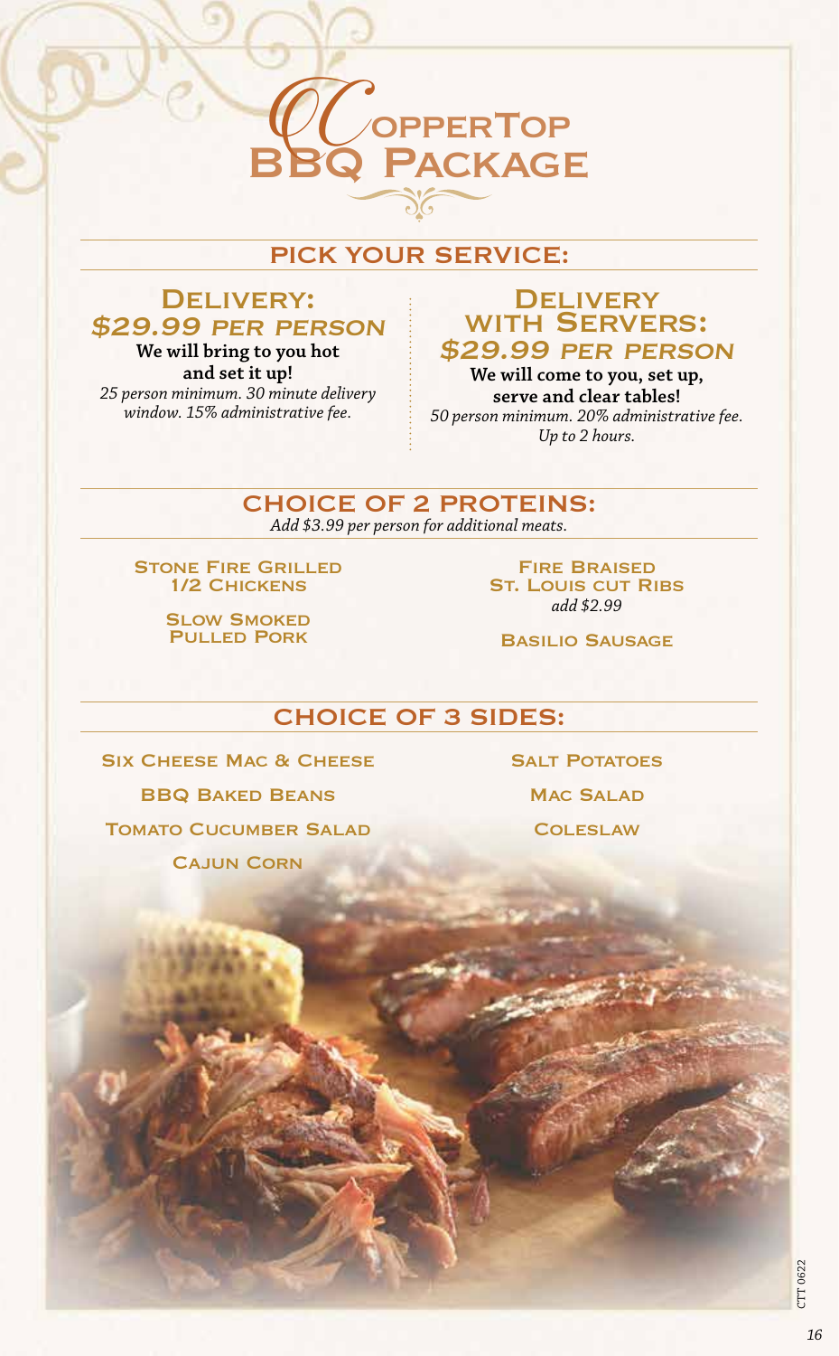# CopperTop BBQ Package

## PICK YOUR SERVICE:

### Delivery: $29.99 per person

**We will bring to you hot and set it up!**

*25 person minimum. 30 minute delivery window. 15% administrative fee.*

### Delivery with Servers: $29.99 per person

**We will come to you, set up, serve and clear tables!**

*50 person minimum. 20% administrative fee. Up to 2 hours.*

## CHOICE OF 2 PROTEINS:

*Add $3.99 per person for additional meats.*

- Stone Fire Grilled 1/2 Chickens
- Slow Smoked Pulled Pork
- Fire Braised St. Louis cut Ribs *add $2.99*
- Basilio Sausage

## CHOICE OF 3 SIDES:

- Six Cheese Mac & Cheese
- BBQ Baked Beans
- Tomato Cucumber Salad
- Cajun Corn
- Salt Potatoes
- Mac Salad
- Coleslaw

CTT 0622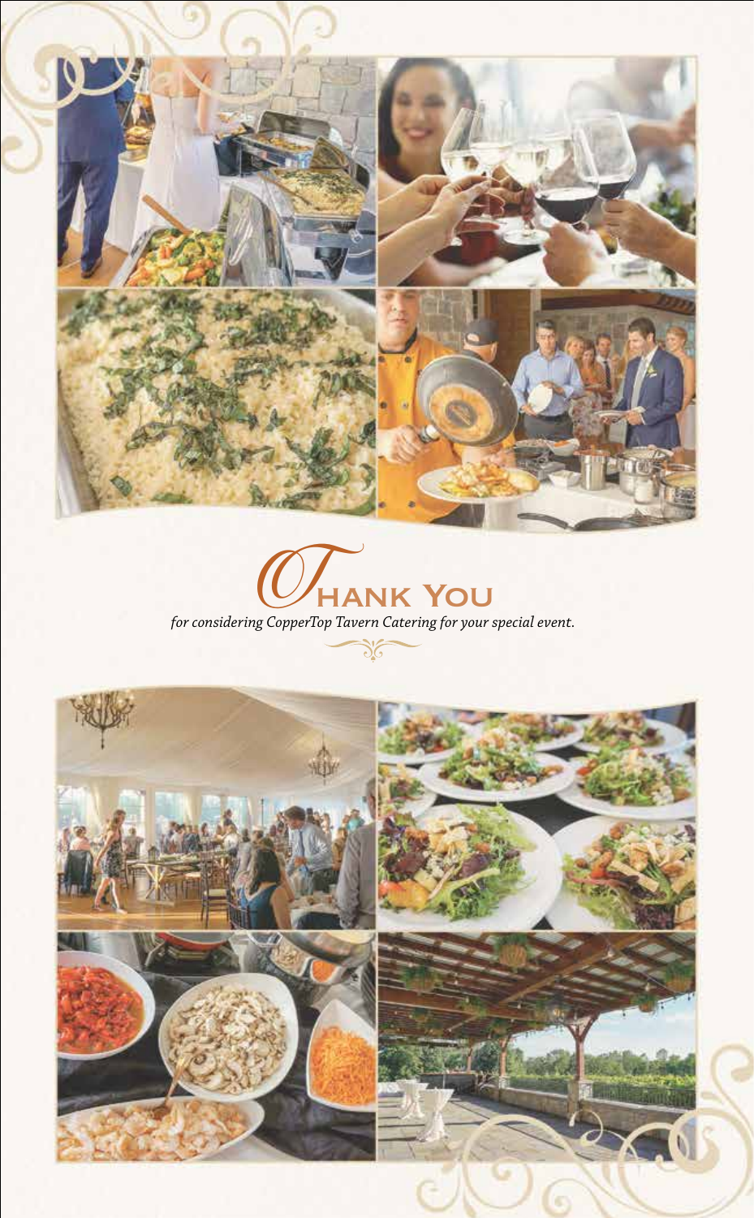# Thank You

*for considering CopperTop Tavern Catering for your special event.*